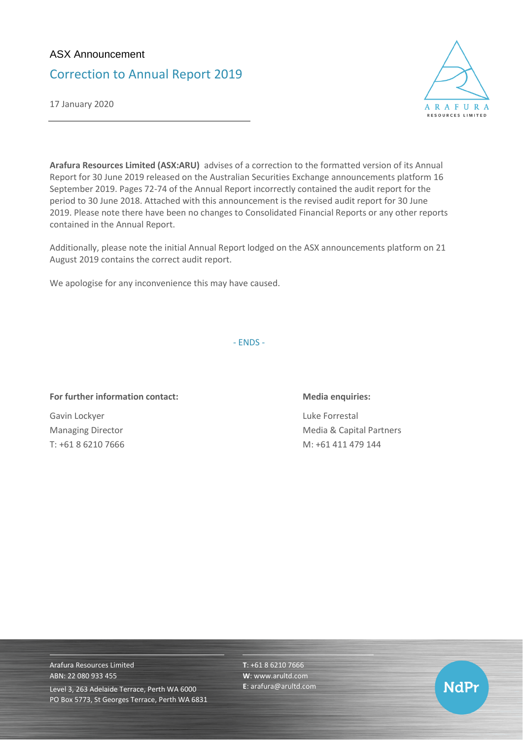ASX Announcement

# Correction to Annual Report 2019

17 January 2020

**Arafura Resources Limited (ASX:ARU)** advises of a correction to the formatted version of its Annual Report for 30 June 2019 released on the Australian Securities Exchange announcements platform 16 September 2019. Pages 72-74 of the Annual Report incorrectly contained the audit report for the period to 30 June 2018. Attached with this announcement is the revised audit report for 30 June 2019. Please note there have been no changes to Consolidated Financial Reports or any other reports contained in the Annual Report.

Additionally, please note the initial Annual Report lodged on the ASX announcements platform on 21 August 2019 contains the correct audit report.

We apologise for any inconvenience this may have caused.

\- ENDS -

**For further information contact:**

Gavin Lockyer
Managing Director
T: +61 8 6210 7666

**Media enquiries:**

Luke Forrestal
Media & Capital Partners
M: +61 411 479 144

Arafura Resources Limited
ABN: 22 080 933 455
Level 3, 263 Adelaide Terrace, Perth WA 6000
PO Box 5773, St Georges Terrace, Perth WA 6831

**T**: +61 8 6210 7666
**W**: www.arultd.com
**E**: arafura@arultd.com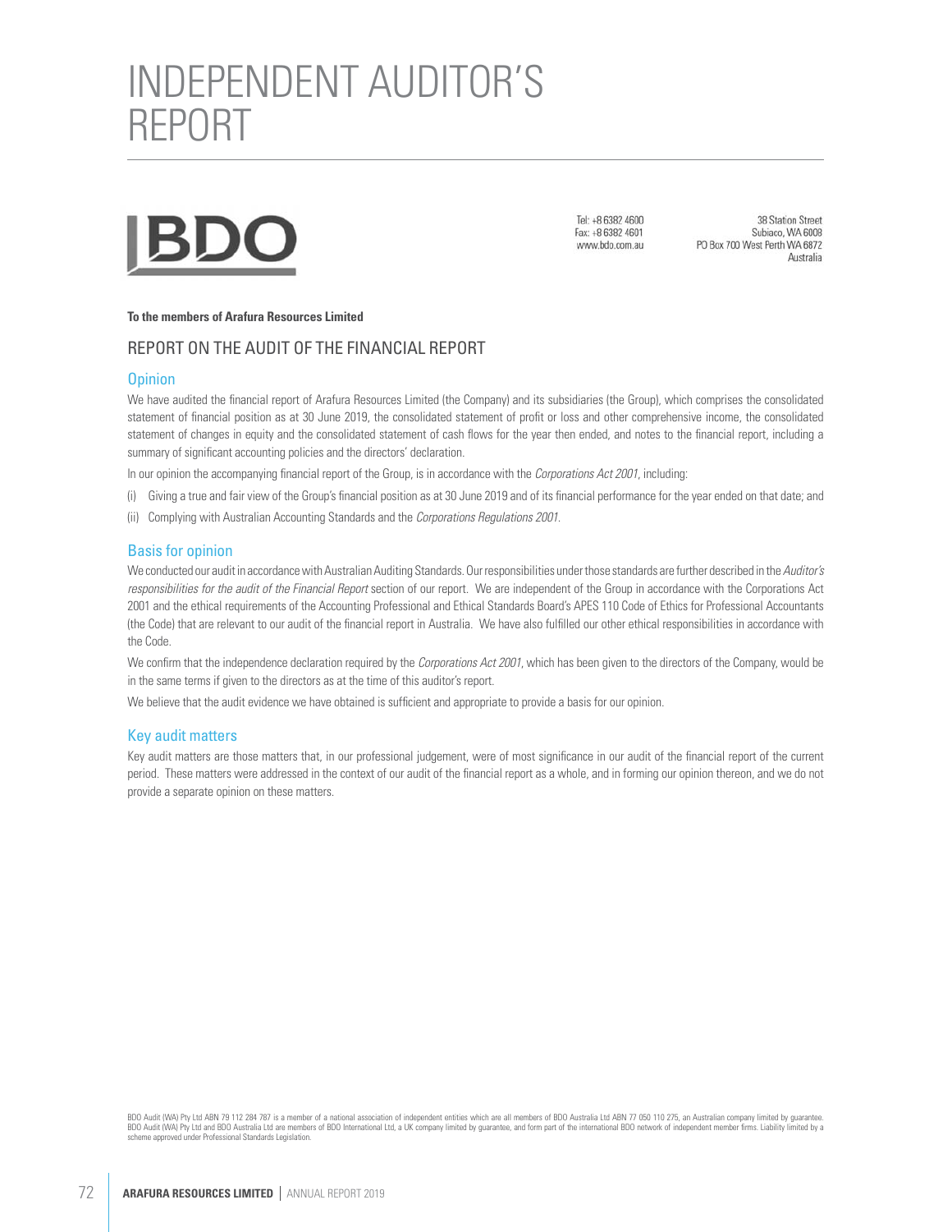# INDEPENDENT AUDITOR'S REPORT

BDO

Tel: +8 6382 4600
Fax: +8 6382 4601
www.bdo.com.au

38 Station Street
Subiaco, WA 6008
PO Box 700 West Perth WA 6872
Australia

**To the members of Arafura Resources Limited**

## REPORT ON THE AUDIT OF THE FINANCIAL REPORT

### Opinion

We have audited the financial report of Arafura Resources Limited (the Company) and its subsidiaries (the Group), which comprises the consolidated statement of financial position as at 30 June 2019, the consolidated statement of profit or loss and other comprehensive income, the consolidated statement of changes in equity and the consolidated statement of cash flows for the year then ended, and notes to the financial report, including a summary of significant accounting policies and the directors' declaration.

In our opinion the accompanying financial report of the Group, is in accordance with the *Corporations Act 2001*, including:

(i) Giving a true and fair view of the Group's financial position as at 30 June 2019 and of its financial performance for the year ended on that date; and

(ii) Complying with Australian Accounting Standards and the *Corporations Regulations 2001*.

### Basis for opinion

We conducted our audit in accordance with Australian Auditing Standards. Our responsibilities under those standards are further described in the *Auditor's responsibilities for the audit of the Financial Report* section of our report. We are independent of the Group in accordance with the Corporations Act 2001 and the ethical requirements of the Accounting Professional and Ethical Standards Board's APES 110 Code of Ethics for Professional Accountants (the Code) that are relevant to our audit of the financial report in Australia. We have also fulfilled our other ethical responsibilities in accordance with the Code.

We confirm that the independence declaration required by the *Corporations Act 2001*, which has been given to the directors of the Company, would be in the same terms if given to the directors as at the time of this auditor's report.

We believe that the audit evidence we have obtained is sufficient and appropriate to provide a basis for our opinion.

### Key audit matters

Key audit matters are those matters that, in our professional judgement, were of most significance in our audit of the financial report of the current period. These matters were addressed in the context of our audit of the financial report as a whole, and in forming our opinion thereon, and we do not provide a separate opinion on these matters.

BDO Audit (WA) Pty Ltd ABN 79 112 284 787 is a member of a national association of independent entities which are all members of BDO Australia Ltd ABN 77 050 110 275, an Australian company limited by guarantee. BDO Audit (WA) Pty Ltd and BDO Australia Ltd are members of BDO International Ltd, a UK company limited by guarantee, and form part of the international BDO network of independent member firms. Liability limited by a scheme approved under Professional Standards Legislation.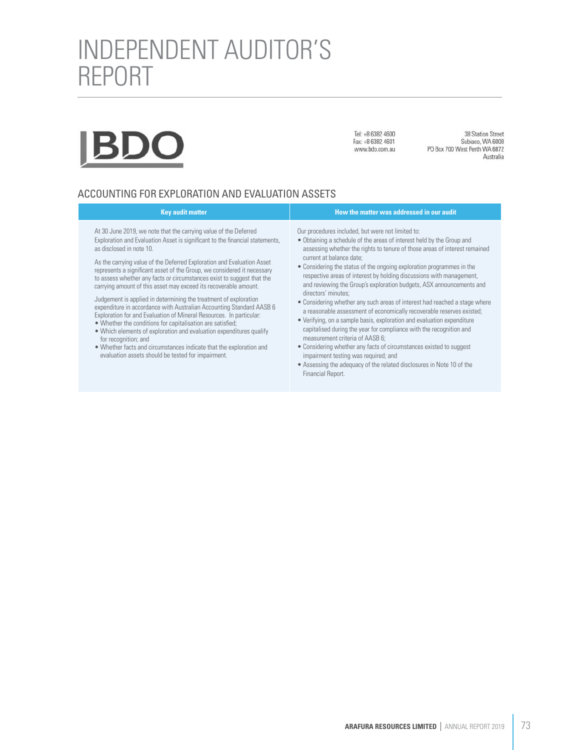# INDEPENDENT AUDITOR'S REPORT

BDO

Tel: +8 6382 4600
Fax: +8 6382 4601
www.bdo.com.au

38 Station Street
Subiaco, WA 6008
PO Box 700 West Perth WA 6872
Australia

## ACCOUNTING FOR EXPLORATION AND EVALUATION ASSETS

| Key audit matter | How the matter was addressed in our audit |
|---|---|
| At 30 June 2019, we note that the carrying value of the Deferred Exploration and Evaluation Asset is significant to the financial statements, as disclosed in note 10.<br><br>As the carrying value of the Deferred Exploration and Evaluation Asset represents a significant asset of the Group, we considered it necessary to assess whether any facts or circumstances exist to suggest that the carrying amount of this asset may exceed its recoverable amount.<br><br>Judgement is applied in determining the treatment of exploration expenditure in accordance with Australian Accounting Standard AASB 6 Exploration for and Evaluation of Mineral Resources. In particular:<br>• Whether the conditions for capitalisation are satisfied;<br>• Which elements of exploration and evaluation expenditures qualify for recognition; and<br>• Whether facts and circumstances indicate that the exploration and evaluation assets should be tested for impairment. | Our procedures included, but were not limited to:<br>• Obtaining a schedule of the areas of interest held by the Group and assessing whether the rights to tenure of those areas of interest remained current at balance date;<br>• Considering the status of the ongoing exploration programmes in the respective areas of interest by holding discussions with management, and reviewing the Group's exploration budgets, ASX announcements and directors' minutes;<br>• Considering whether any such areas of interest had reached a stage where a reasonable assessment of economically recoverable reserves existed;<br>• Verifying, on a sample basis, exploration and evaluation expenditure capitalised during the year for compliance with the recognition and measurement criteria of AASB 6;<br>• Considering whether any facts of circumstances existed to suggest impairment testing was required; and<br>• Assessing the adequacy of the related disclosures in Note 10 of the Financial Report. |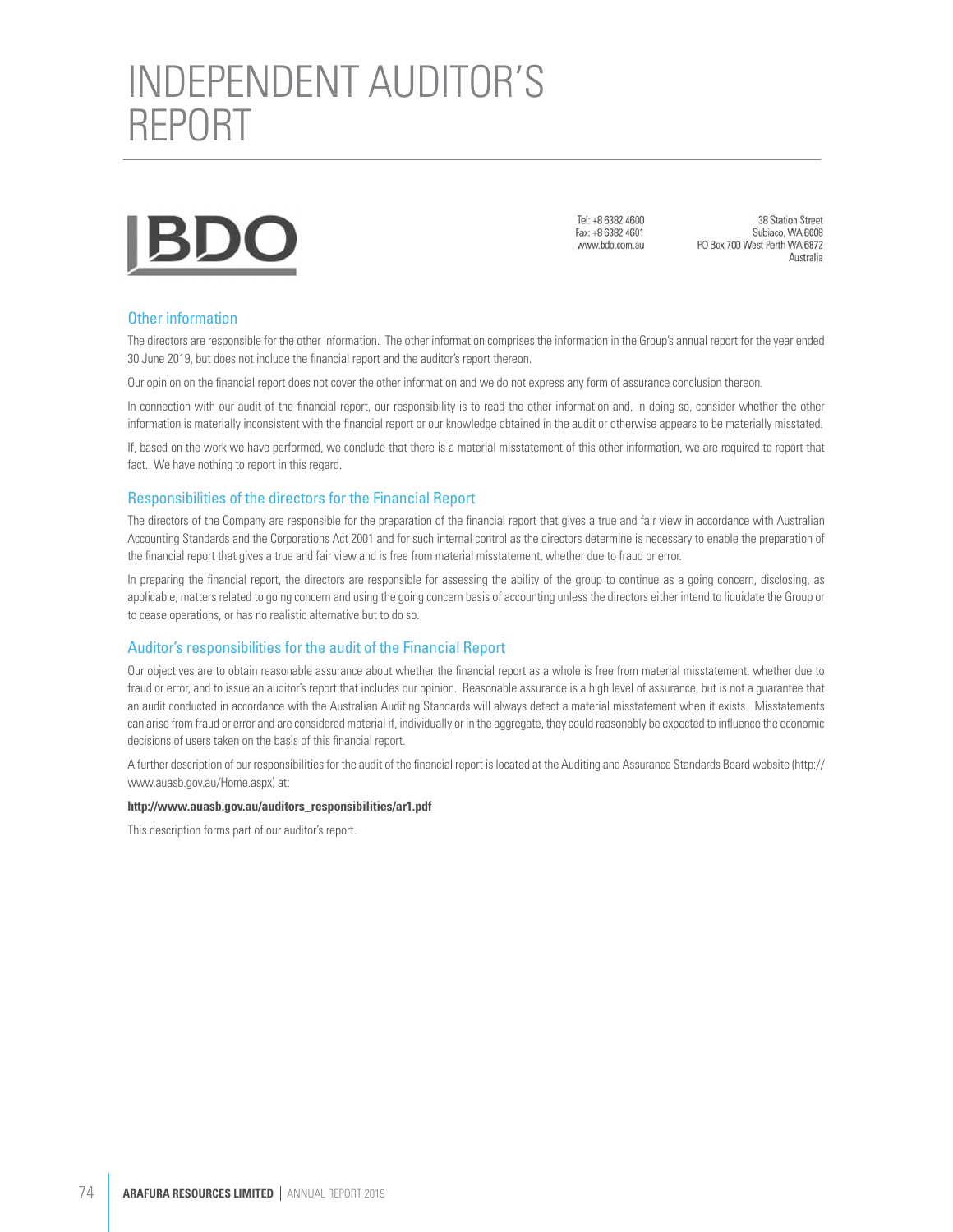# INDEPENDENT AUDITOR'S REPORT

Tel: +8 6382 4600
Fax: +8 6382 4601
www.bdo.com.au

38 Station Street
Subiaco, WA 6008
PO Box 700 West Perth WA 6872
Australia

## Other information

The directors are responsible for the other information. The other information comprises the information in the Group's annual report for the year ended 30 June 2019, but does not include the financial report and the auditor's report thereon.

Our opinion on the financial report does not cover the other information and we do not express any form of assurance conclusion thereon.

In connection with our audit of the financial report, our responsibility is to read the other information and, in doing so, consider whether the other information is materially inconsistent with the financial report or our knowledge obtained in the audit or otherwise appears to be materially misstated.

If, based on the work we have performed, we conclude that there is a material misstatement of this other information, we are required to report that fact. We have nothing to report in this regard.

## Responsibilities of the directors for the Financial Report

The directors of the Company are responsible for the preparation of the financial report that gives a true and fair view in accordance with Australian Accounting Standards and the Corporations Act 2001 and for such internal control as the directors determine is necessary to enable the preparation of the financial report that gives a true and fair view and is free from material misstatement, whether due to fraud or error.

In preparing the financial report, the directors are responsible for assessing the ability of the group to continue as a going concern, disclosing, as applicable, matters related to going concern and using the going concern basis of accounting unless the directors either intend to liquidate the Group or to cease operations, or has no realistic alternative but to do so.

## Auditor's responsibilities for the audit of the Financial Report

Our objectives are to obtain reasonable assurance about whether the financial report as a whole is free from material misstatement, whether due to fraud or error, and to issue an auditor's report that includes our opinion. Reasonable assurance is a high level of assurance, but is not a guarantee that an audit conducted in accordance with the Australian Auditing Standards will always detect a material misstatement when it exists. Misstatements can arise from fraud or error and are considered material if, individually or in the aggregate, they could reasonably be expected to influence the economic decisions of users taken on the basis of this financial report.

A further description of our responsibilities for the audit of the financial report is located at the Auditing and Assurance Standards Board website (http://www.auasb.gov.au/Home.aspx) at:

**http://www.auasb.gov.au/auditors_responsibilities/ar1.pdf**

This description forms part of our auditor's report.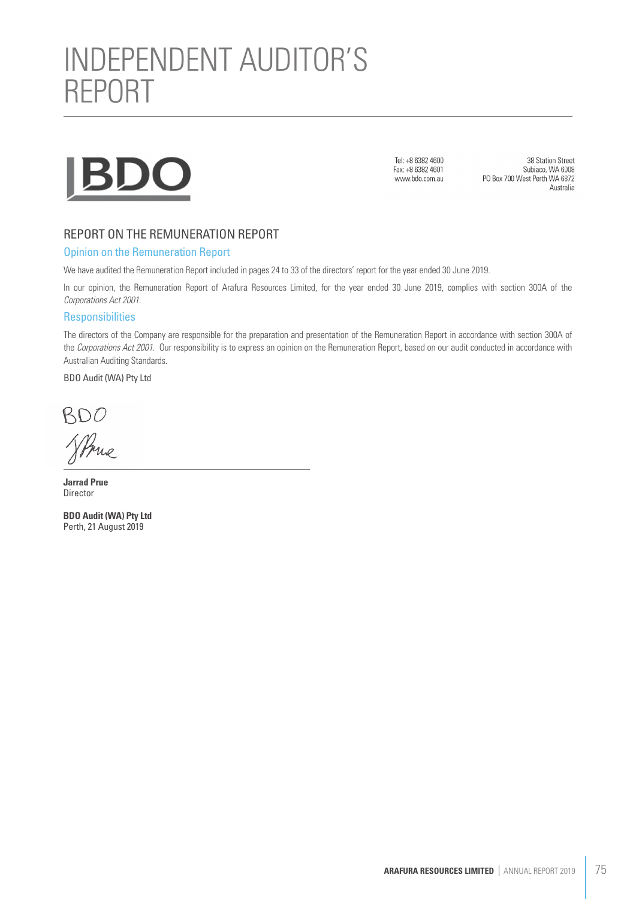# INDEPENDENT AUDITOR'S REPORT

BDO

Tel: +8 6382 4600
Fax: +8 6382 4601
www.bdo.com.au

38 Station Street
Subiaco, WA 6008
PO Box 700 West Perth WA 6872
Australia

## REPORT ON THE REMUNERATION REPORT

### Opinion on the Remuneration Report

We have audited the Remuneration Report included in pages 24 to 33 of the directors' report for the year ended 30 June 2019.

In our opinion, the Remuneration Report of Arafura Resources Limited, for the year ended 30 June 2019, complies with section 300A of the *Corporations Act 2001*.

### Responsibilities

The directors of the Company are responsible for the preparation and presentation of the Remuneration Report in accordance with section 300A of the *Corporations Act 2001*. Our responsibility is to express an opinion on the Remuneration Report, based on our audit conducted in accordance with Australian Auditing Standards.

BDO Audit (WA) Pty Ltd

BDO

**Jarrad Prue**
Director

**BDO Audit (WA) Pty Ltd**
Perth, 21 August 2019